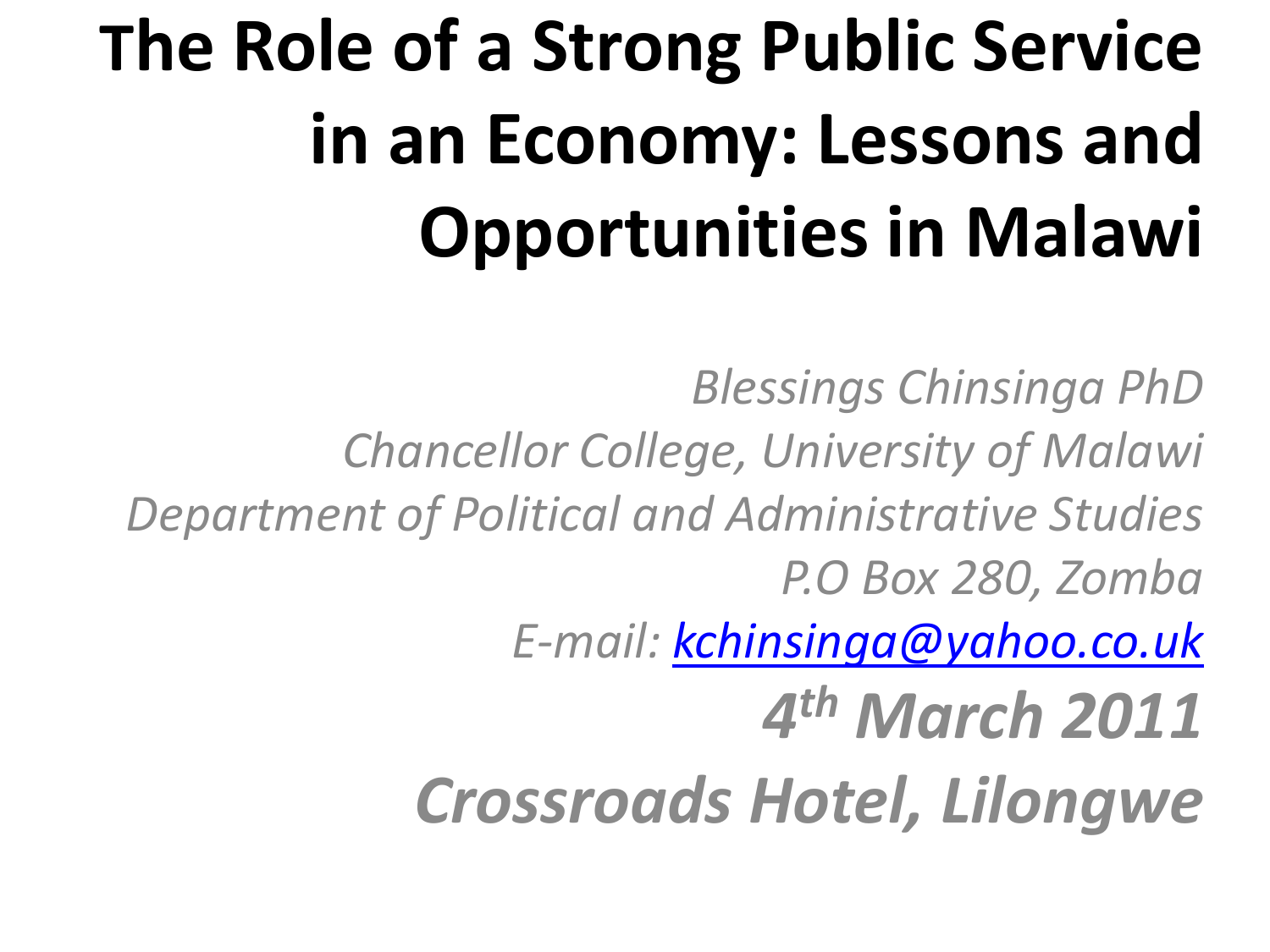# The Role of a Strong Public Service in an Economy: Lessons and Opportunities in Malawi

*Blessings Chinsinga PhD*
*Chancellor College, University of Malawi*
*Department of Political and Administrative Studies*
*P.O Box 280, Zomba*
*E-mail: kchinsinga@yahoo.co.uk*

***4th March 2011***

***Crossroads Hotel, Lilongwe***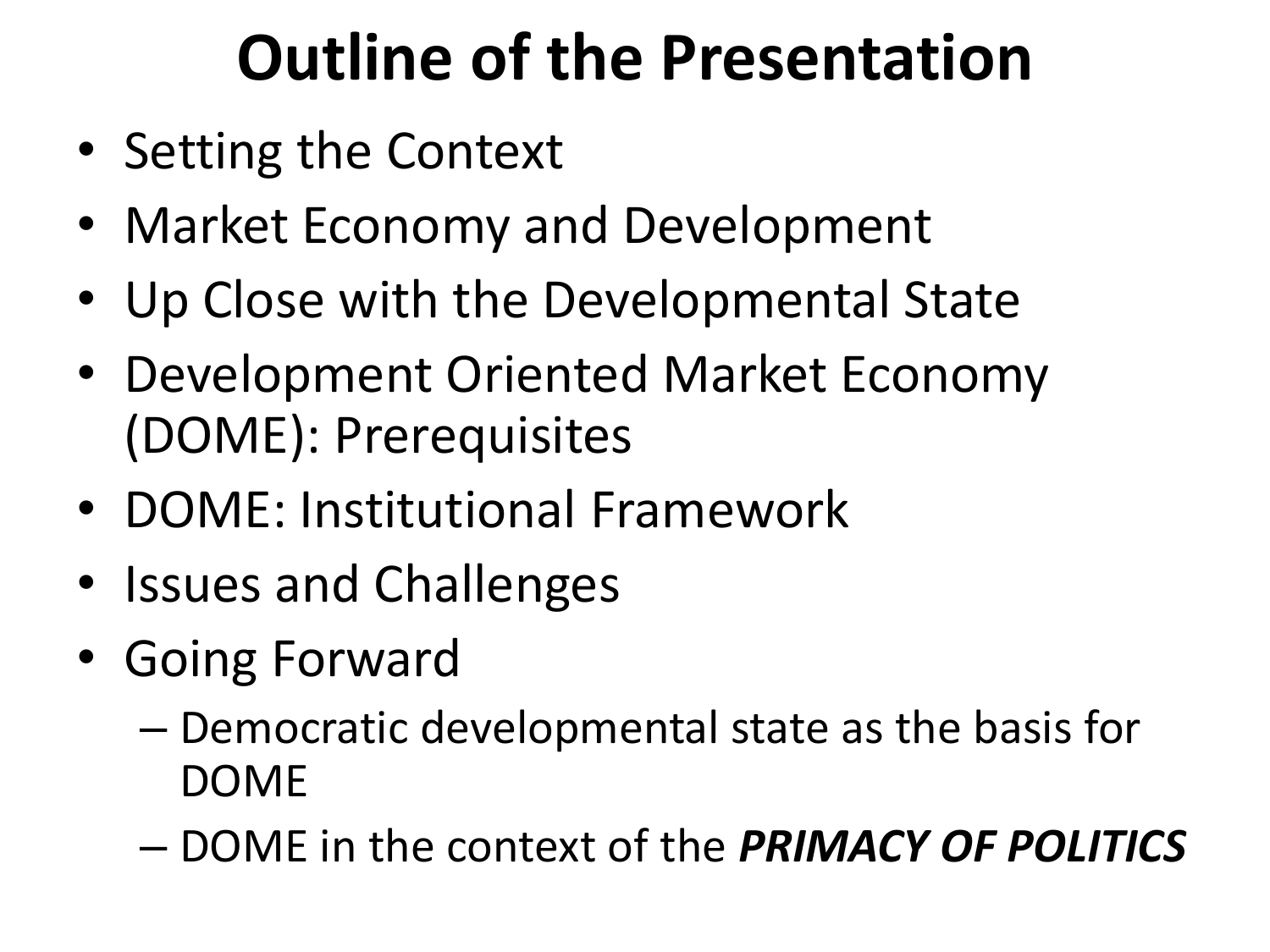# Outline of the Presentation

- Setting the Context
- Market Economy and Development
- Up Close with the Developmental State
- Development Oriented Market Economy (DOME): Prerequisites
- DOME: Institutional Framework
- Issues and Challenges
- Going Forward
  - Democratic developmental state as the basis for DOME
  - DOME in the context of the ***PRIMACY OF POLITICS***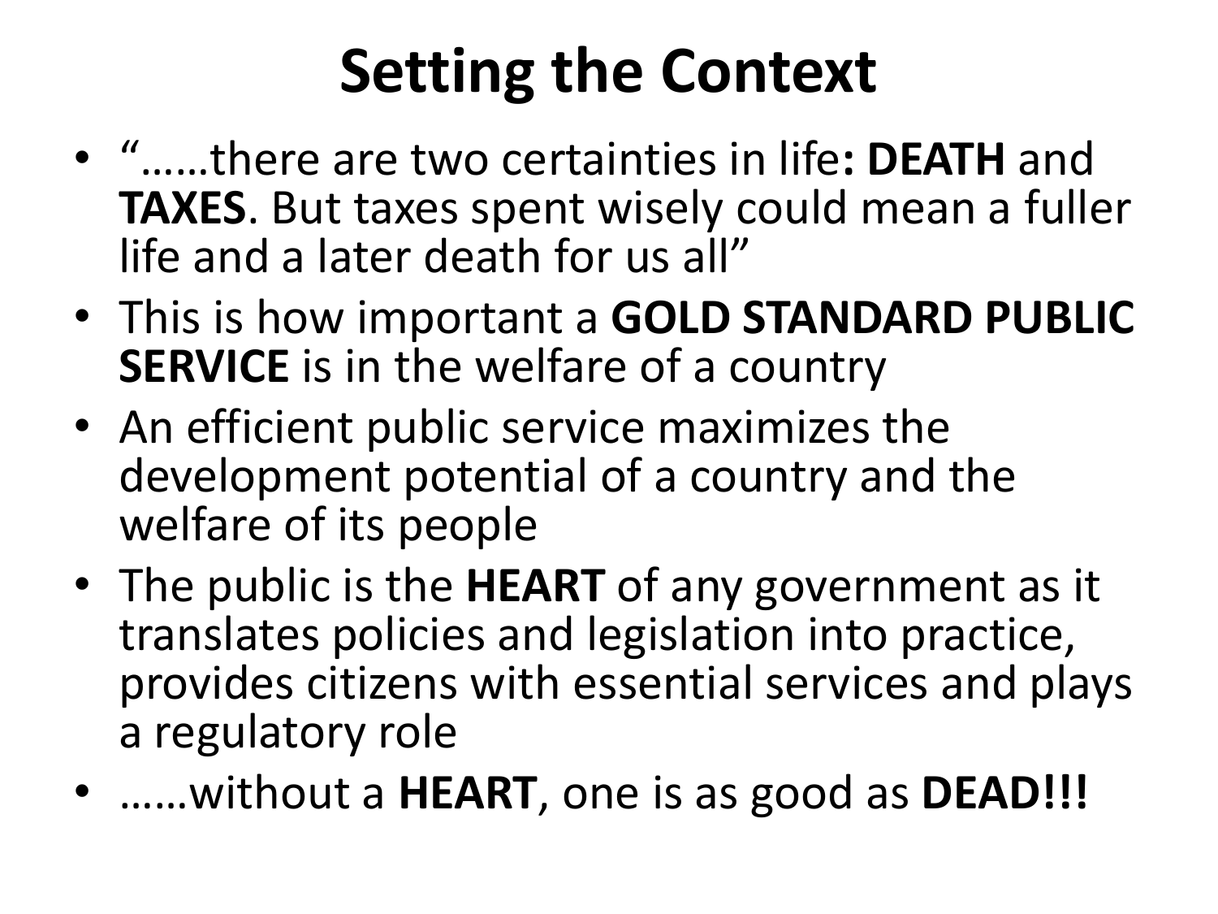# Setting the Context

- "……there are two certainties in life**: DEATH** and **TAXES**. But taxes spent wisely could mean a fuller life and a later death for us all"
- This is how important a **GOLD STANDARD PUBLIC SERVICE** is in the welfare of a country
- An efficient public service maximizes the development potential of a country and the welfare of its people
- The public is the **HEART** of any government as it translates policies and legislation into practice, provides citizens with essential services and plays a regulatory role
- ……without a **HEART**, one is as good as **DEAD!!!**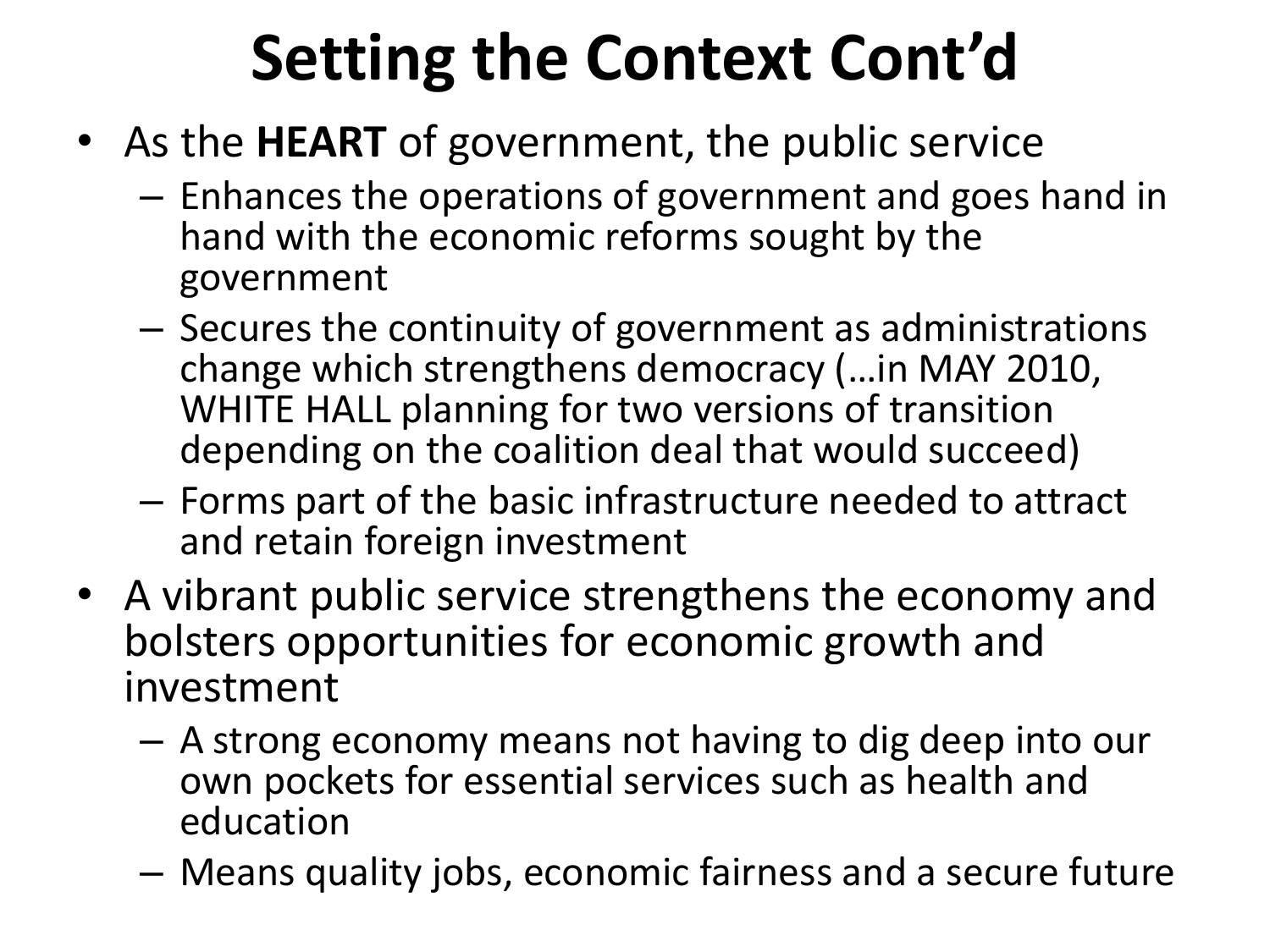# Setting the Context Cont'd

- As the **HEART** of government, the public service
  - Enhances the operations of government and goes hand in hand with the economic reforms sought by the government
  - Secures the continuity of government as administrations change which strengthens democracy (…in MAY 2010, WHITE HALL planning for two versions of transition depending on the coalition deal that would succeed)
  - Forms part of the basic infrastructure needed to attract and retain foreign investment
- A vibrant public service strengthens the economy and bolsters opportunities for economic growth and investment
  - A strong economy means not having to dig deep into our own pockets for essential services such as health and education
  - Means quality jobs, economic fairness and a secure future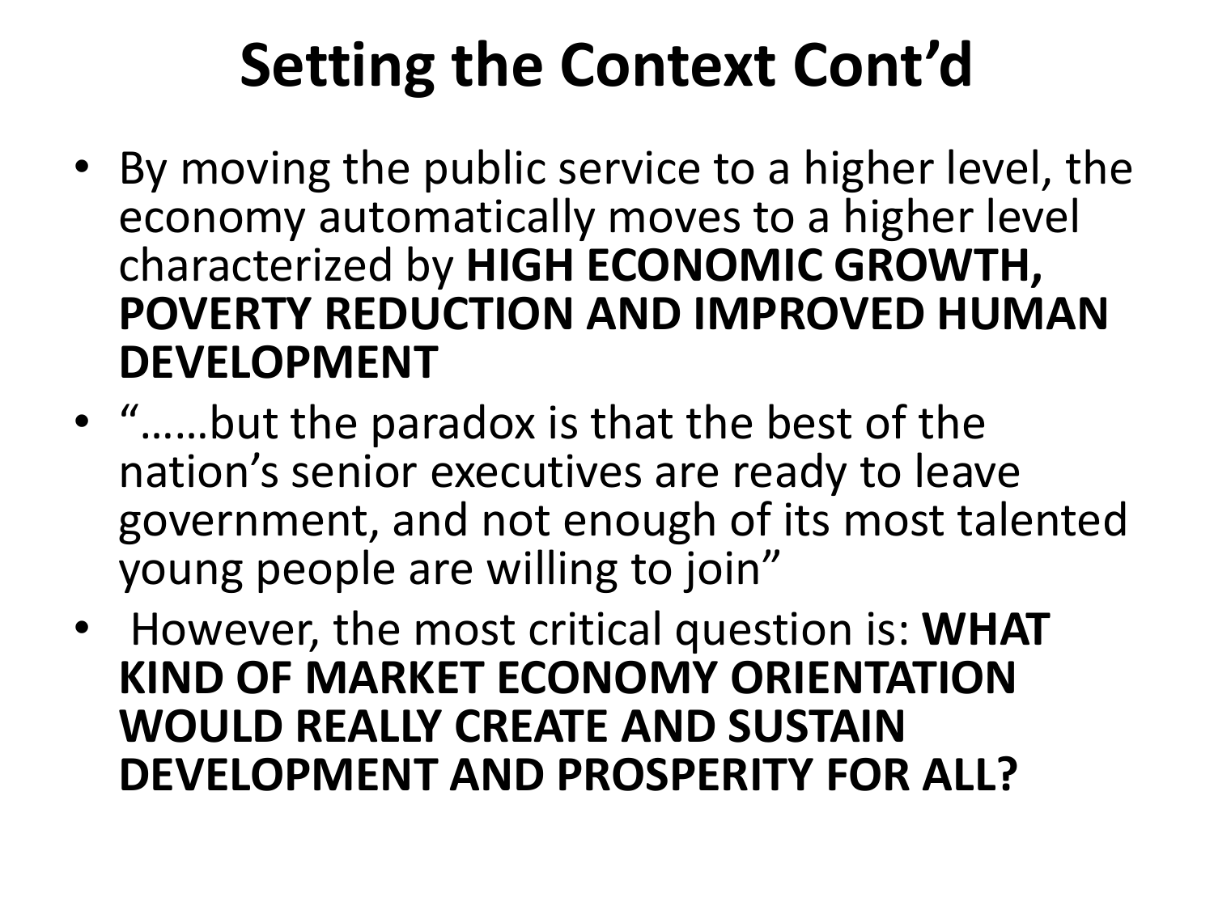# Setting the Context Cont’d

- By moving the public service to a higher level, the economy automatically moves to a higher level characterized by **HIGH ECONOMIC GROWTH, POVERTY REDUCTION AND IMPROVED HUMAN DEVELOPMENT**
- “……but the paradox is that the best of the nation’s senior executives are ready to leave government, and not enough of its most talented young people are willing to join”
- However, the most critical question is: **WHAT KIND OF MARKET ECONOMY ORIENTATION WOULD REALLY CREATE AND SUSTAIN DEVELOPMENT AND PROSPERITY FOR ALL?**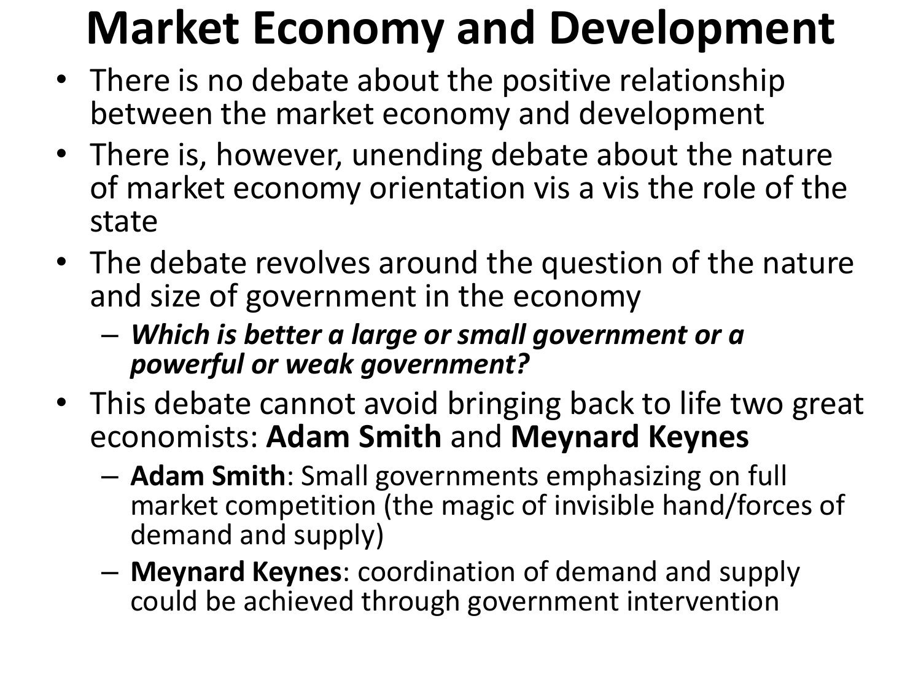# Market Economy and Development

- There is no debate about the positive relationship between the market economy and development
- There is, however, unending debate about the nature of market economy orientation vis a vis the role of the state
- The debate revolves around the question of the nature and size of government in the economy
  - ***Which is better a large or small government or a powerful or weak government?***
- This debate cannot avoid bringing back to life two great economists: **Adam Smith** and **Meynard Keynes**
  - **Adam Smith**: Small governments emphasizing on full market competition (the magic of invisible hand/forces of demand and supply)
  - **Meynard Keynes**: coordination of demand and supply could be achieved through government intervention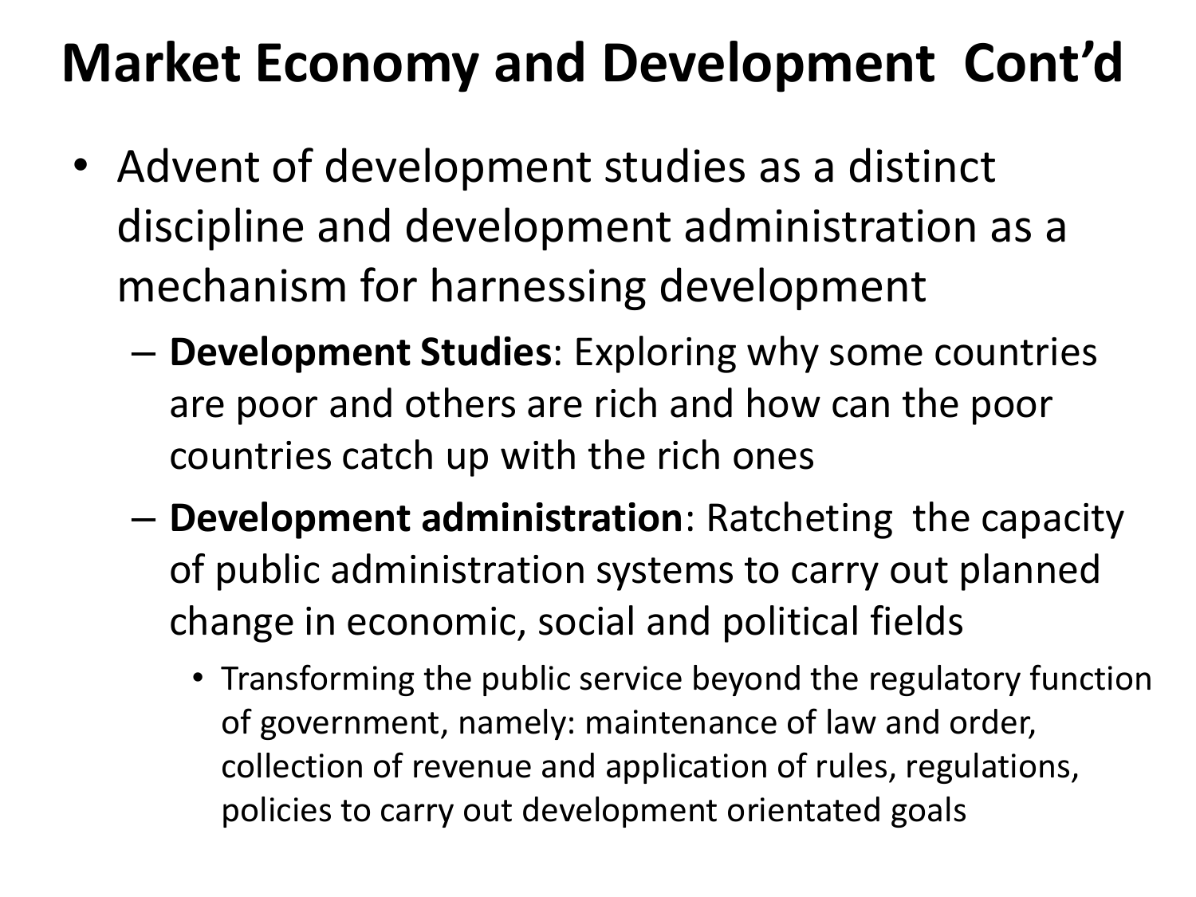# Market Economy and Development Cont'd

- Advent of development studies as a distinct discipline and development administration as a mechanism for harnessing development
  - **Development Studies**: Exploring why some countries are poor and others are rich and how can the poor countries catch up with the rich ones
  - **Development administration**: Ratcheting the capacity of public administration systems to carry out planned change in economic, social and political fields
    - Transforming the public service beyond the regulatory function of government, namely: maintenance of law and order, collection of revenue and application of rules, regulations, policies to carry out development orientated goals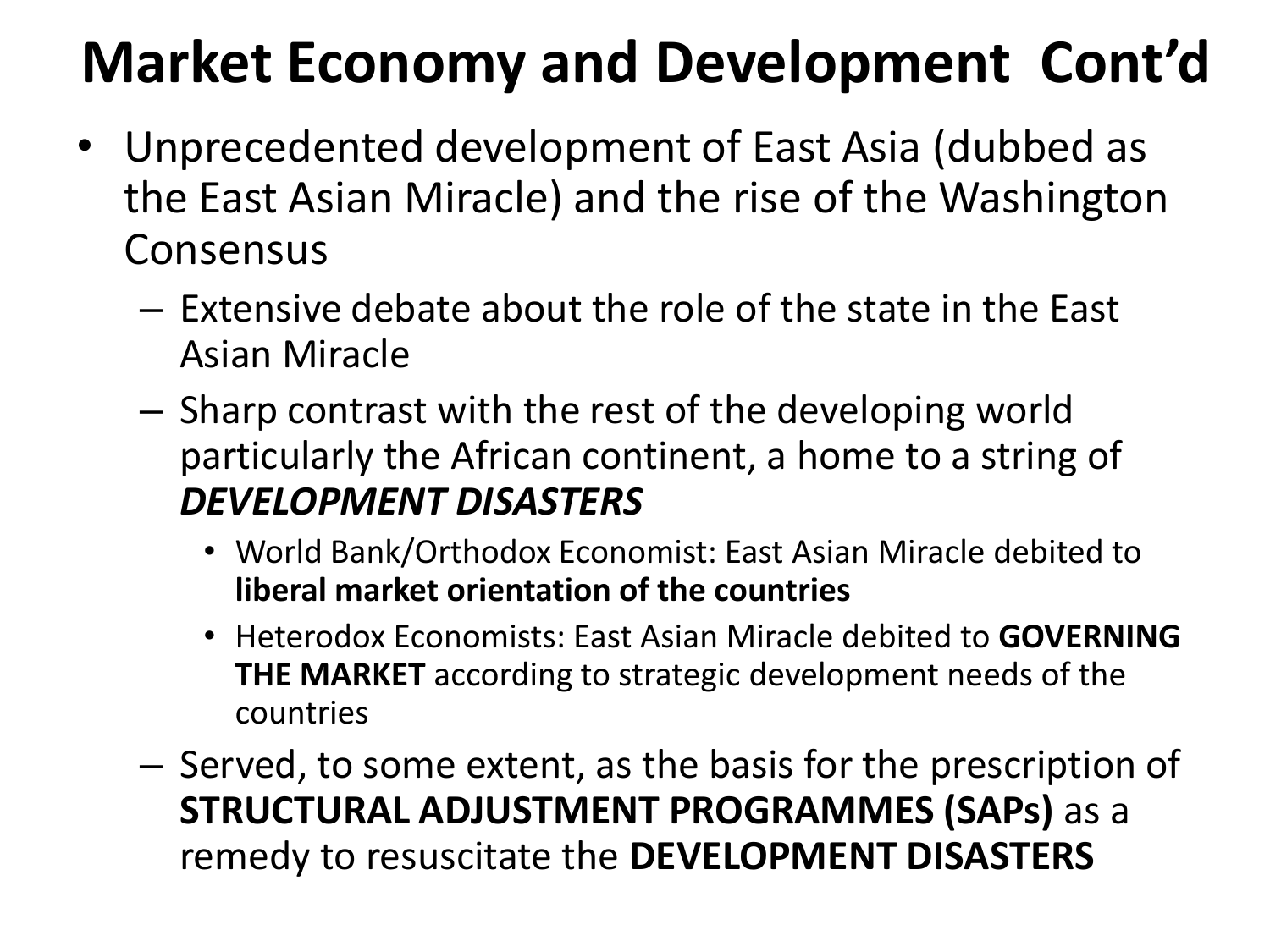# Market Economy and Development Cont'd

- Unprecedented development of East Asia (dubbed as the East Asian Miracle) and the rise of the Washington Consensus
  - Extensive debate about the role of the state in the East Asian Miracle
  - Sharp contrast with the rest of the developing world particularly the African continent, a home to a string of ***DEVELOPMENT DISASTERS***
    - World Bank/Orthodox Economist: East Asian Miracle debited to **liberal market orientation of the countries**
    - Heterodox Economists: East Asian Miracle debited to **GOVERNING THE MARKET** according to strategic development needs of the countries
  - Served, to some extent, as the basis for the prescription of **STRUCTURAL ADJUSTMENT PROGRAMMES (SAPs)** as a remedy to resuscitate the **DEVELOPMENT DISASTERS**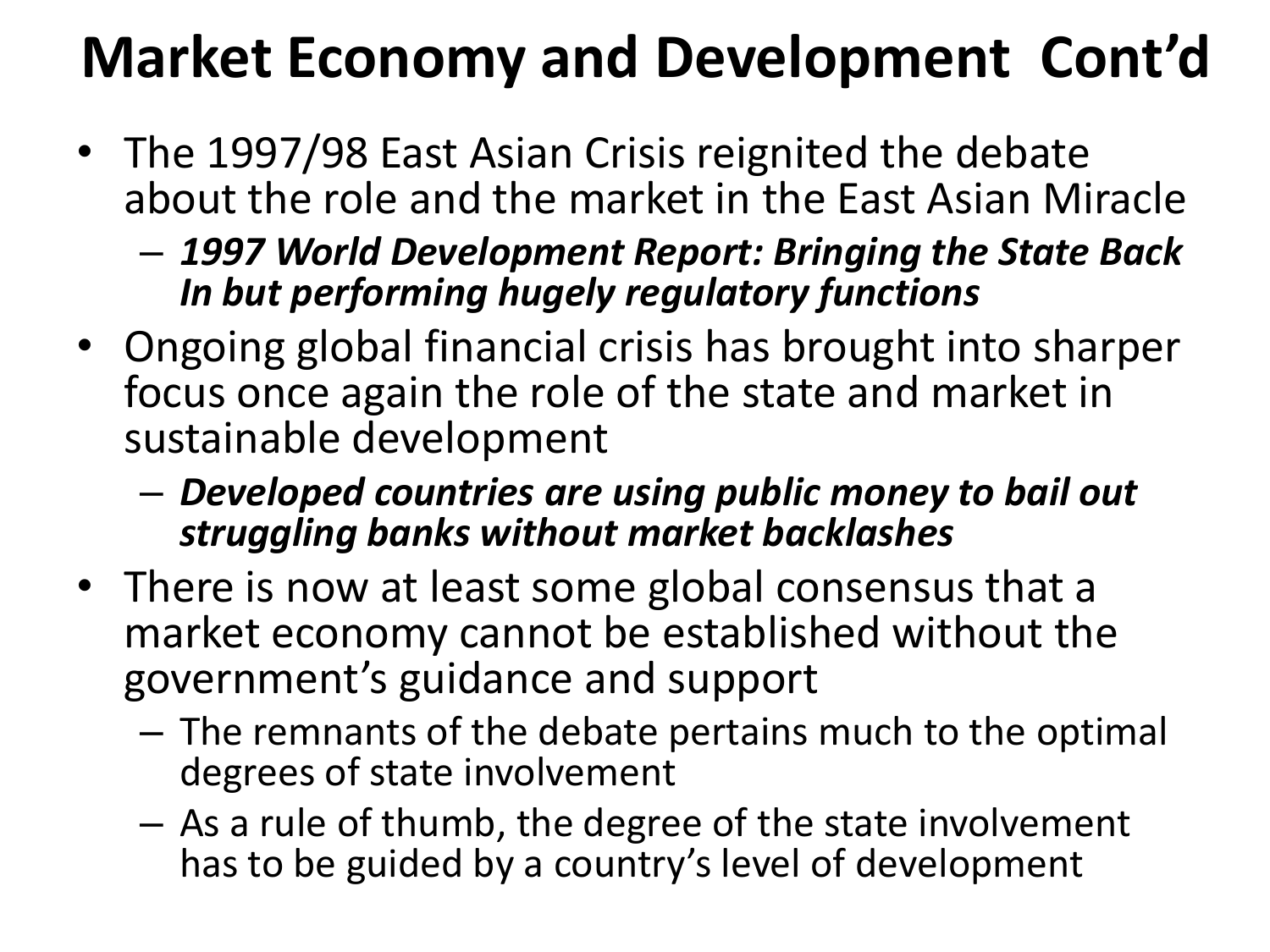# Market Economy and Development Cont'd

- The 1997/98 East Asian Crisis reignited the debate about the role and the market in the East Asian Miracle
  - ***1997 World Development Report: Bringing the State Back In but performing hugely regulatory functions***
- Ongoing global financial crisis has brought into sharper focus once again the role of the state and market in sustainable development
  - ***Developed countries are using public money to bail out struggling banks without market backlashes***
- There is now at least some global consensus that a market economy cannot be established without the government's guidance and support
  - The remnants of the debate pertains much to the optimal degrees of state involvement
  - As a rule of thumb, the degree of the state involvement has to be guided by a country's level of development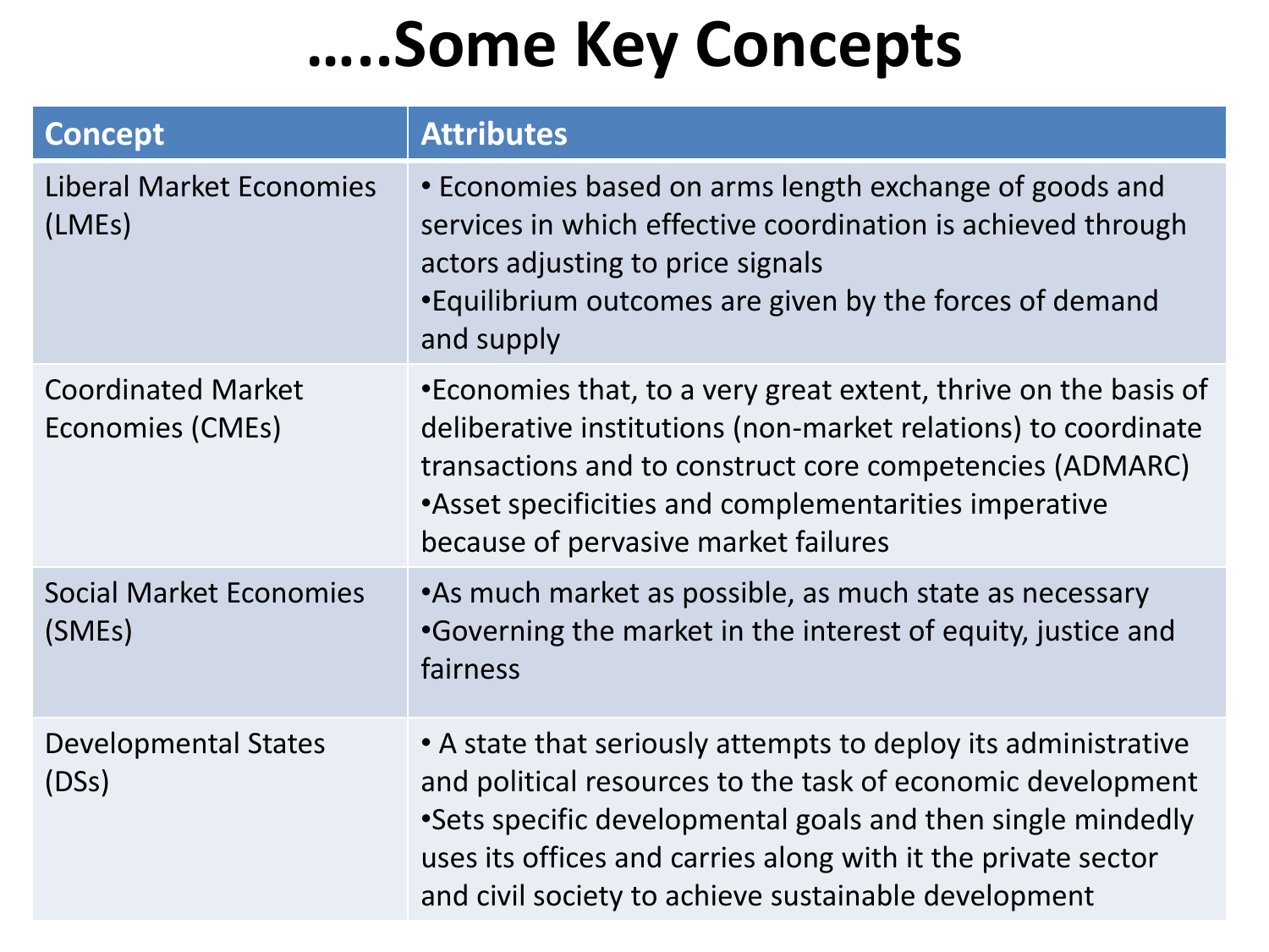# .....Some Key Concepts

| Concept | Attributes |
| --- | --- |
| Liberal Market Economies (LMEs) | • Economies based on arms length exchange of goods and services in which effective coordination is achieved through actors adjusting to price signals<br>•Equilibrium outcomes are given by the forces of demand and supply |
| Coordinated Market Economies (CMEs) | •Economies that, to a very great extent, thrive on the basis of deliberative institutions (non-market relations) to coordinate transactions and to construct core competencies (ADMARC)<br>•Asset specificities and complementarities imperative because of pervasive market failures |
| Social Market Economies (SMEs) | •As much market as possible, as much state as necessary<br>•Governing the market in the interest of equity, justice and fairness |
| Developmental States (DSs) | • A state that seriously attempts to deploy its administrative and political resources to the task of economic development<br>•Sets specific developmental goals and then single mindedly uses its offices and carries along with it the private sector and civil society to achieve sustainable development |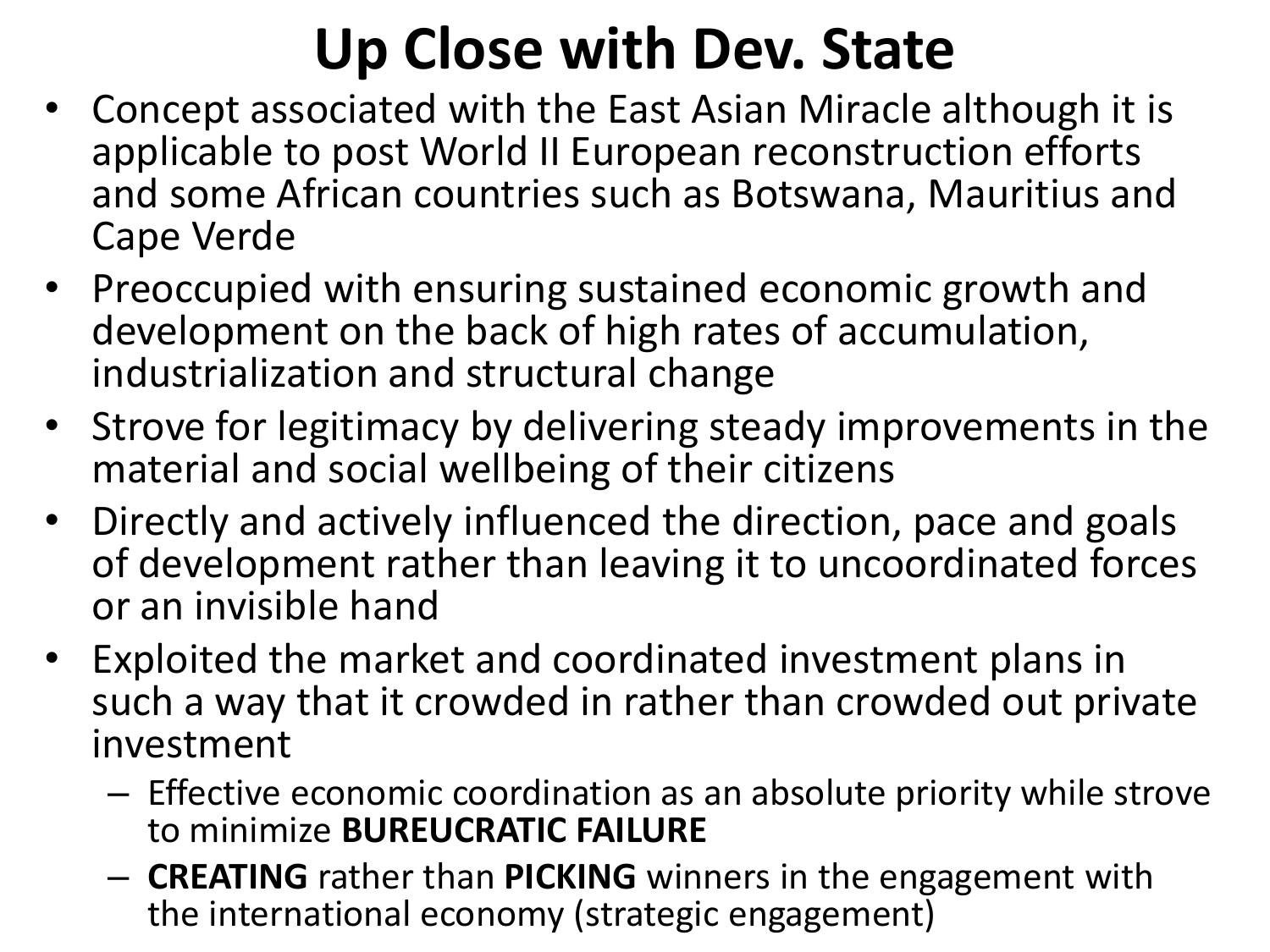# Up Close with Dev. State

- Concept associated with the East Asian Miracle although it is applicable to post World II European reconstruction efforts and some African countries such as Botswana, Mauritius and Cape Verde
- Preoccupied with ensuring sustained economic growth and development on the back of high rates of accumulation, industrialization and structural change
- Strove for legitimacy by delivering steady improvements in the material and social wellbeing of their citizens
- Directly and actively influenced the direction, pace and goals of development rather than leaving it to uncoordinated forces or an invisible hand
- Exploited the market and coordinated investment plans in such a way that it crowded in rather than crowded out private investment
  - Effective economic coordination as an absolute priority while strove to minimize **BUREUCRATIC FAILURE**
  - **CREATING** rather than **PICKING** winners in the engagement with the international economy (strategic engagement)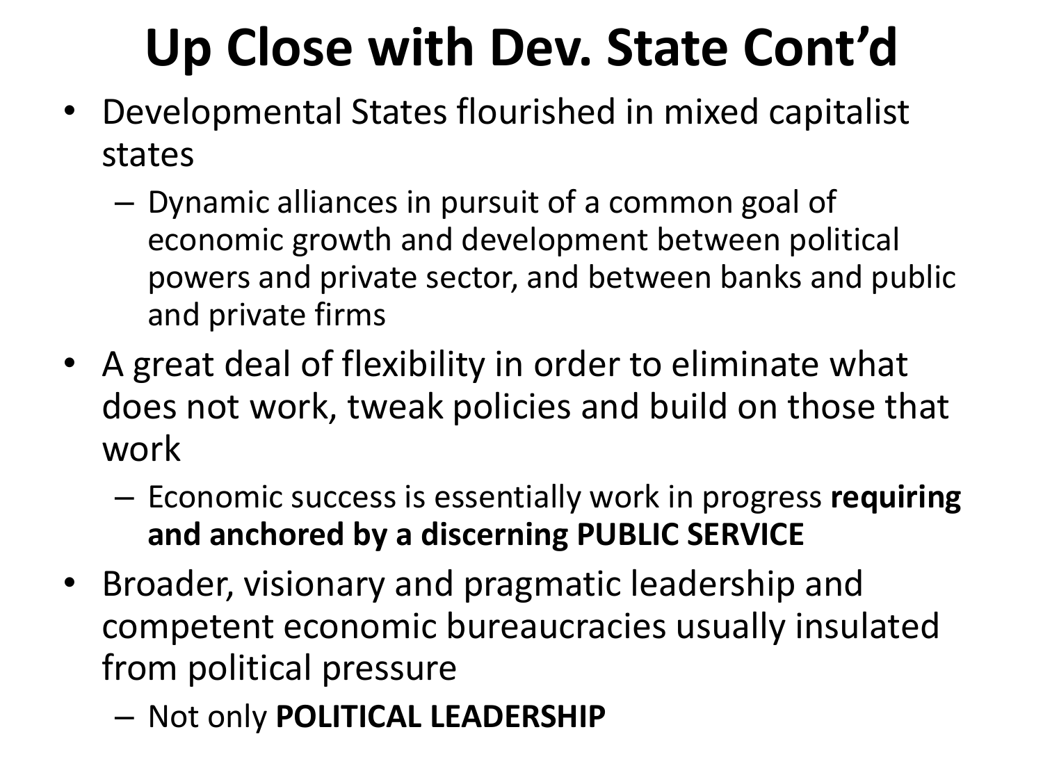# Up Close with Dev. State Cont'd

- Developmental States flourished in mixed capitalist states
  - Dynamic alliances in pursuit of a common goal of economic growth and development between political powers and private sector, and between banks and public and private firms
- A great deal of flexibility in order to eliminate what does not work, tweak policies and build on those that work
  - Economic success is essentially work in progress **requiring and anchored by a discerning PUBLIC SERVICE**
- Broader, visionary and pragmatic leadership and competent economic bureaucracies usually insulated from political pressure
  - Not only **POLITICAL LEADERSHIP**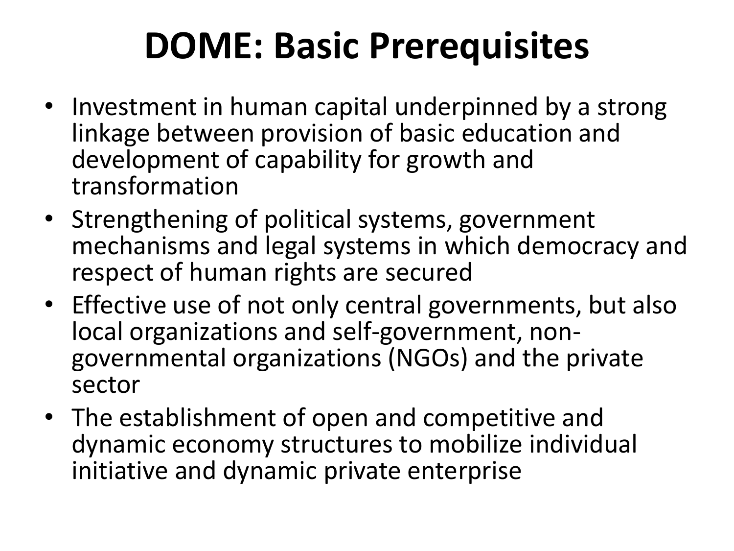# DOME: Basic Prerequisites

- Investment in human capital underpinned by a strong linkage between provision of basic education and development of capability for growth and transformation
- Strengthening of political systems, government mechanisms and legal systems in which democracy and respect of human rights are secured
- Effective use of not only central governments, but also local organizations and self-government, non-governmental organizations (NGOs) and the private sector
- The establishment of open and competitive and dynamic economy structures to mobilize individual initiative and dynamic private enterprise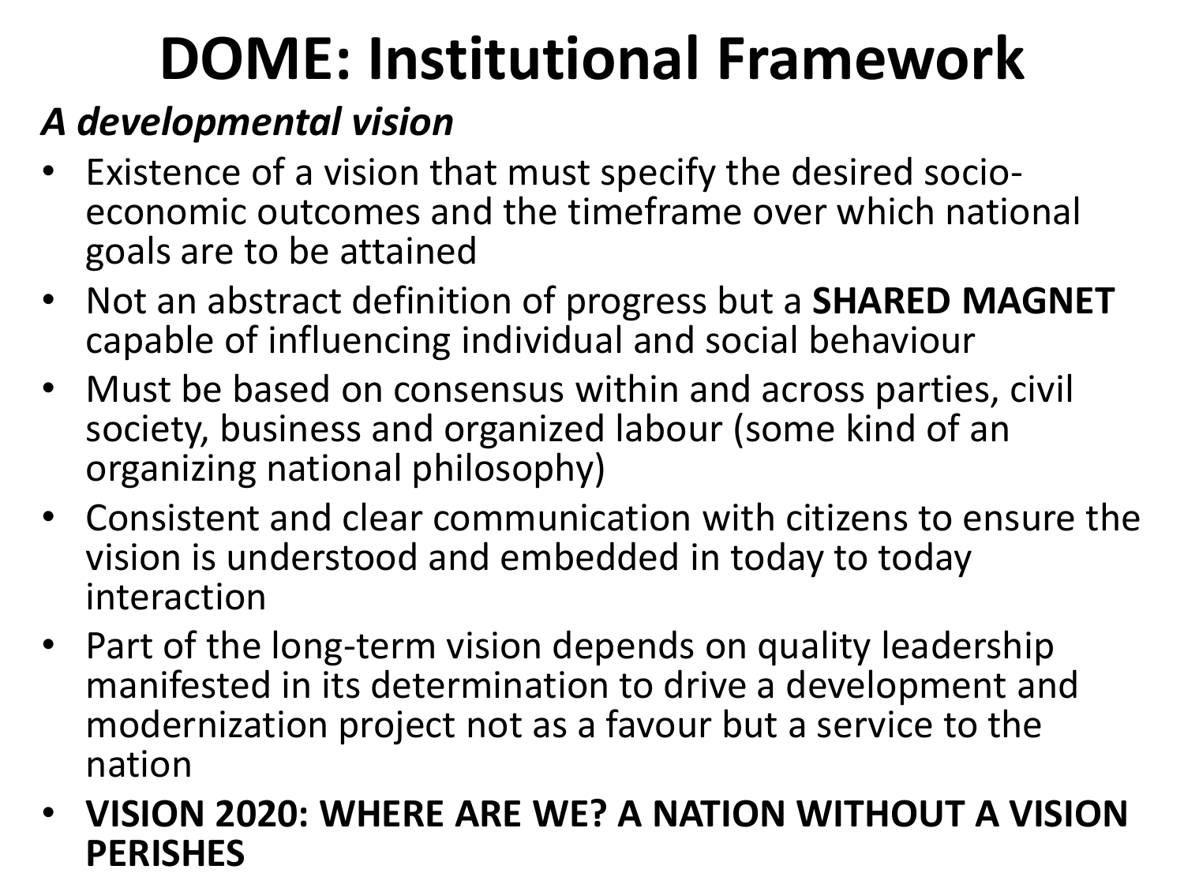# DOME: Institutional Framework

***A developmental vision***

- Existence of a vision that must specify the desired socio-economic outcomes and the timeframe over which national goals are to be attained
- Not an abstract definition of progress but a **SHARED MAGNET** capable of influencing individual and social behaviour
- Must be based on consensus within and across parties, civil society, business and organized labour (some kind of an organizing national philosophy)
- Consistent and clear communication with citizens to ensure the vision is understood and embedded in today to today interaction
- Part of the long-term vision depends on quality leadership manifested in its determination to drive a development and modernization project not as a favour but a service to the nation
- **VISION 2020: WHERE ARE WE? A NATION WITHOUT A VISION PERISHES**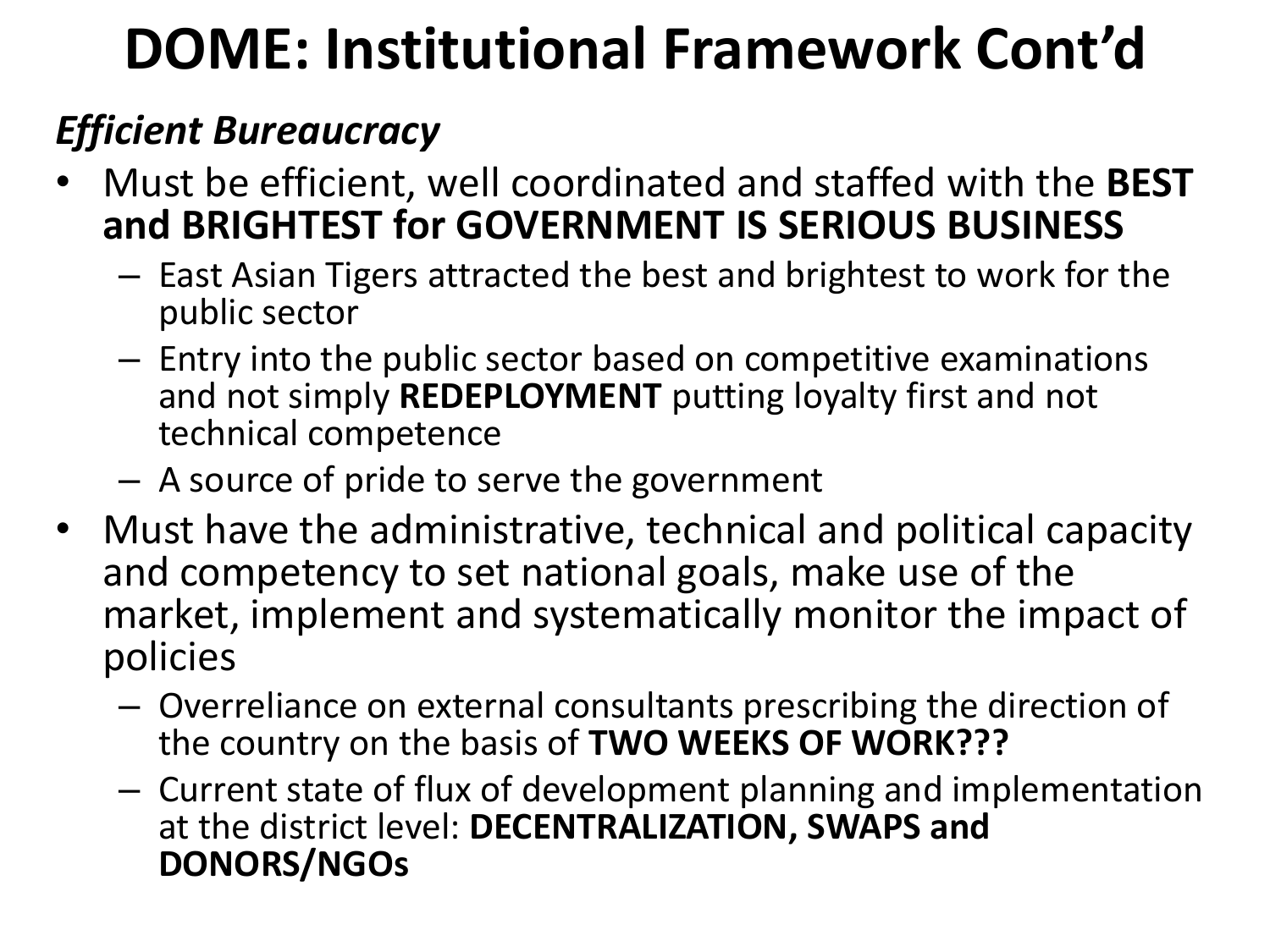# DOME: Institutional Framework Cont'd

*Efficient Bureaucracy*

- Must be efficient, well coordinated and staffed with the **BEST and BRIGHTEST for GOVERNMENT IS SERIOUS BUSINESS**
  - East Asian Tigers attracted the best and brightest to work for the public sector
  - Entry into the public sector based on competitive examinations and not simply **REDEPLOYMENT** putting loyalty first and not technical competence
  - A source of pride to serve the government
- Must have the administrative, technical and political capacity and competency to set national goals, make use of the market, implement and systematically monitor the impact of policies
  - Overreliance on external consultants prescribing the direction of the country on the basis of **TWO WEEKS OF WORK???**
  - Current state of flux of development planning and implementation at the district level: **DECENTRALIZATION, SWAPS and DONORS/NGOs**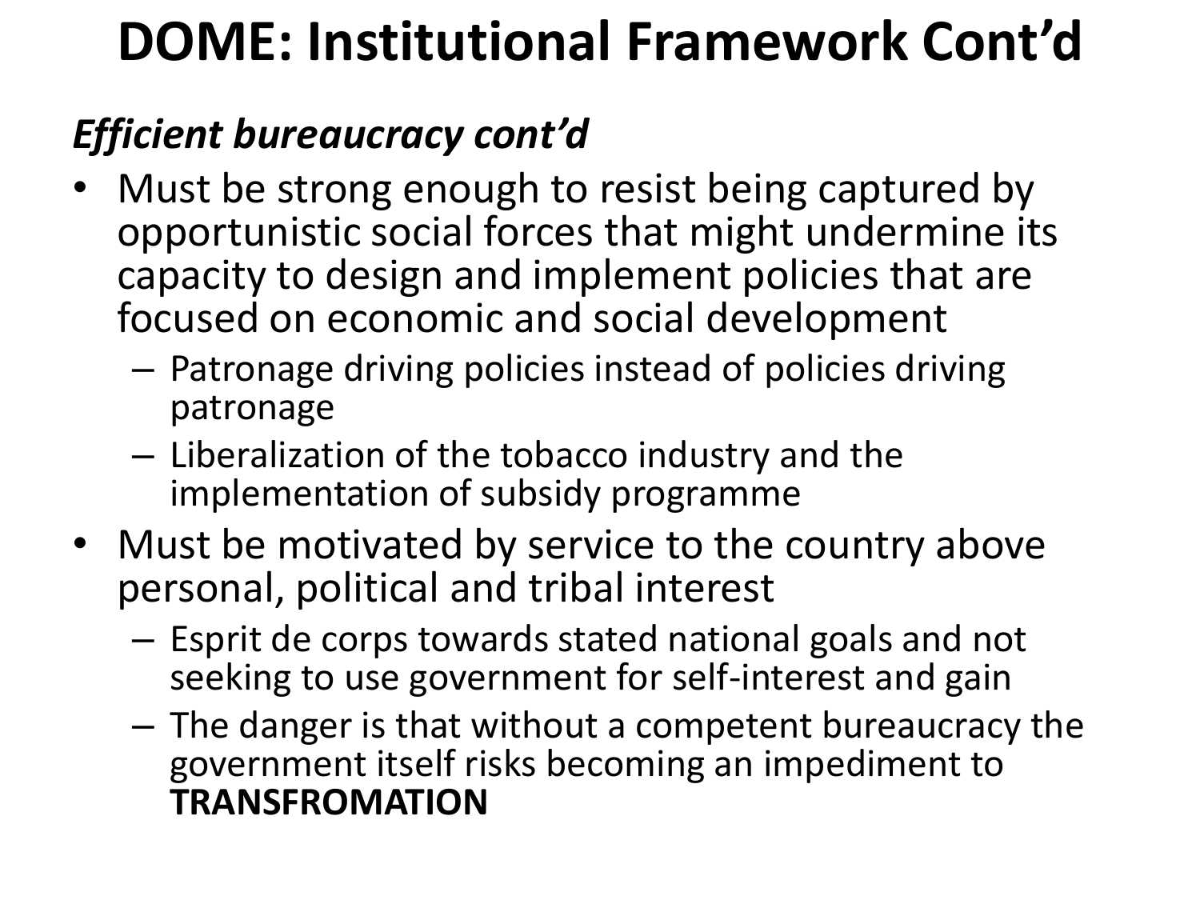# DOME: Institutional Framework Cont'd

*Efficient bureaucracy cont'd*

- Must be strong enough to resist being captured by opportunistic social forces that might undermine its capacity to design and implement policies that are focused on economic and social development
  - Patronage driving policies instead of policies driving patronage
  - Liberalization of the tobacco industry and the implementation of subsidy programme
- Must be motivated by service to the country above personal, political and tribal interest
  - Esprit de corps towards stated national goals and not seeking to use government for self-interest and gain
  - The danger is that without a competent bureaucracy the government itself risks becoming an impediment to **TRANSFROMATION**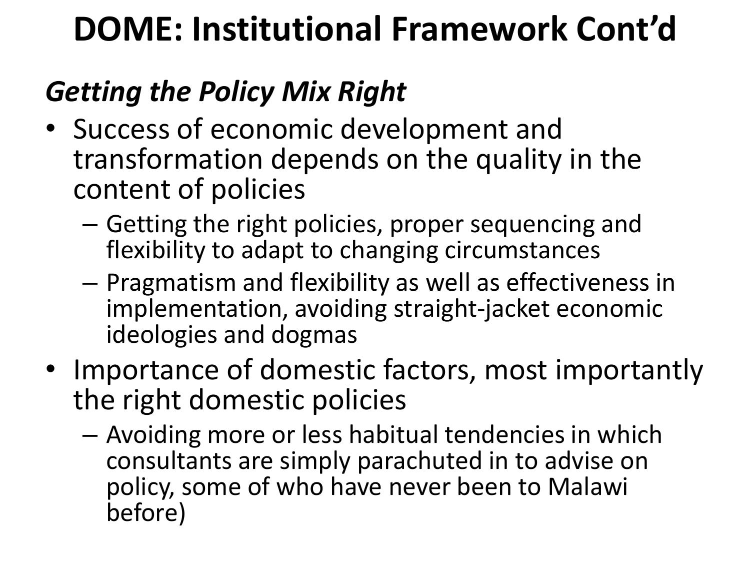# DOME: Institutional Framework Cont'd

### *Getting the Policy Mix Right*

- Success of economic development and transformation depends on the quality in the content of policies
  - Getting the right policies, proper sequencing and flexibility to adapt to changing circumstances
  - Pragmatism and flexibility as well as effectiveness in implementation, avoiding straight-jacket economic ideologies and dogmas
- Importance of domestic factors, most importantly the right domestic policies
  - Avoiding more or less habitual tendencies in which consultants are simply parachuted in to advise on policy, some of who have never been to Malawi before)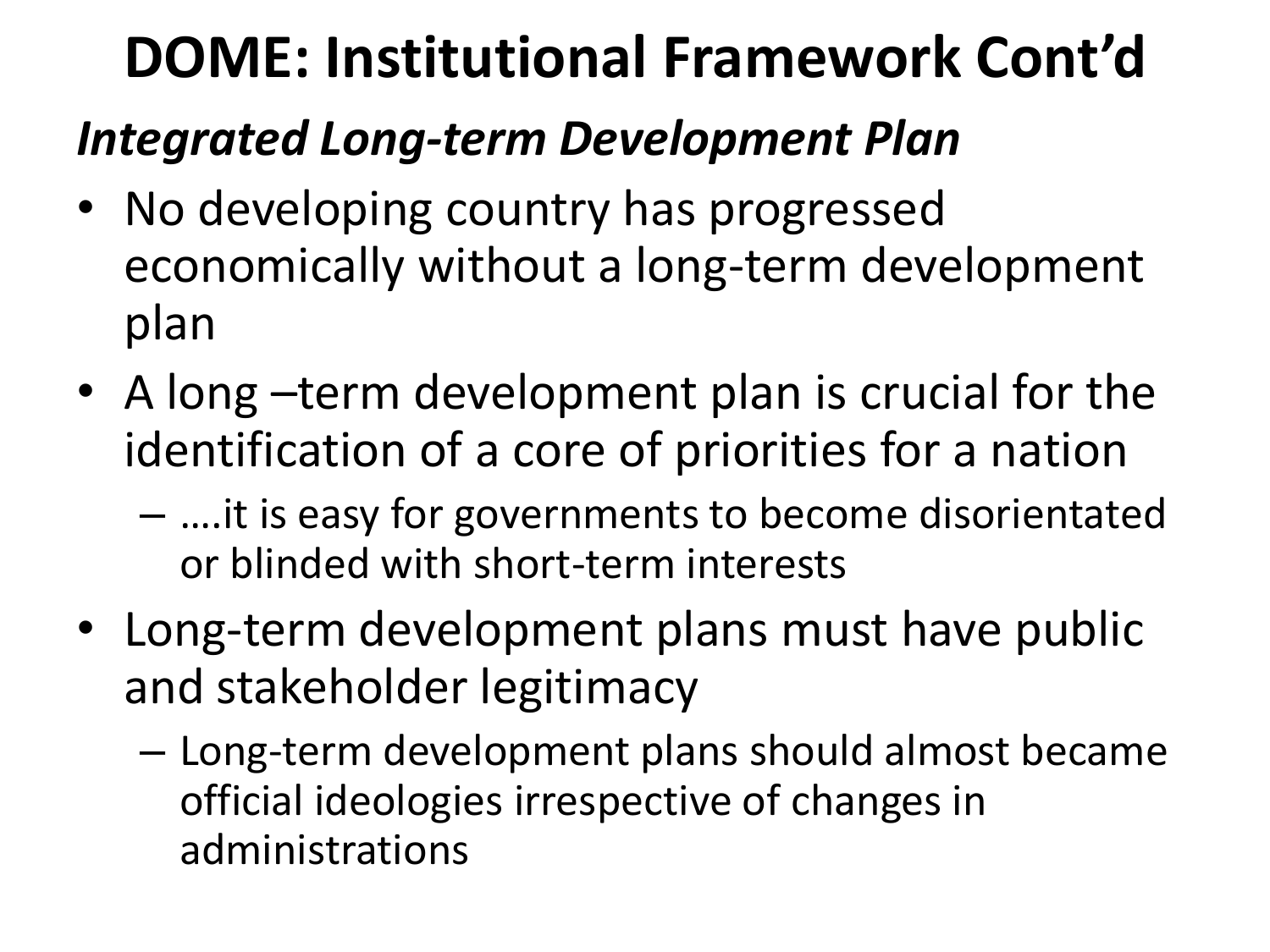# DOME: Institutional Framework Cont'd

***Integrated Long-term Development Plan***

- No developing country has progressed economically without a long-term development plan
- A long –term development plan is crucial for the identification of a core of priorities for a nation
  - ….it is easy for governments to become disorientated or blinded with short-term interests
- Long-term development plans must have public and stakeholder legitimacy
  - Long-term development plans should almost became official ideologies irrespective of changes in administrations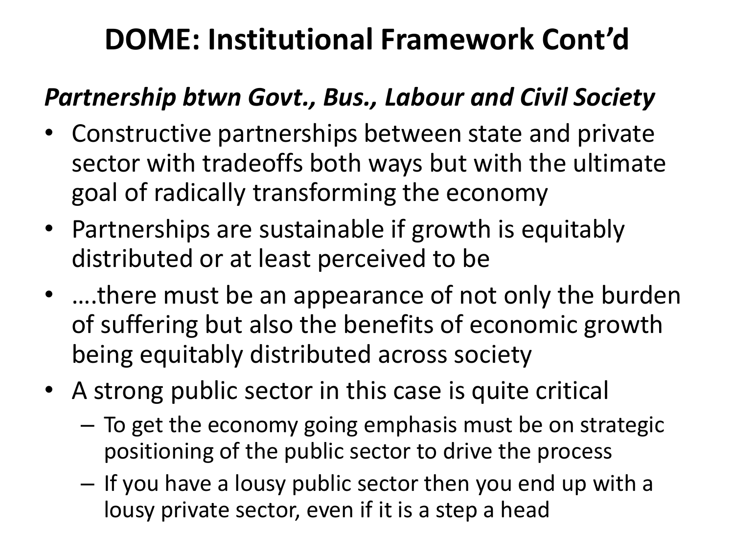# DOME: Institutional Framework Cont'd

***Partnership btwn Govt., Bus., Labour and Civil Society***

- Constructive partnerships between state and private sector with tradeoffs both ways but with the ultimate goal of radically transforming the economy
- Partnerships are sustainable if growth is equitably distributed or at least perceived to be
- ….there must be an appearance of not only the burden of suffering but also the benefits of economic growth being equitably distributed across society
- A strong public sector in this case is quite critical
  - To get the economy going emphasis must be on strategic positioning of the public sector to drive the process
  - If you have a lousy public sector then you end up with a lousy private sector, even if it is a step a head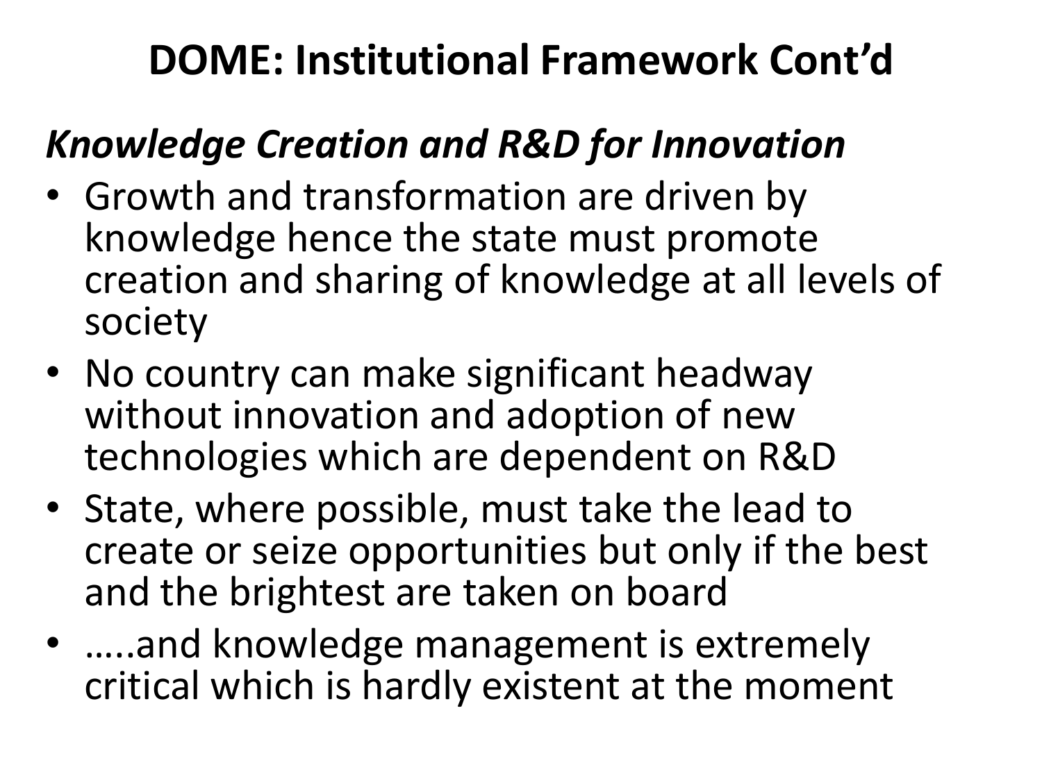# DOME: Institutional Framework Cont'd

## *Knowledge Creation and R&D for Innovation*

- Growth and transformation are driven by knowledge hence the state must promote creation and sharing of knowledge at all levels of society
- No country can make significant headway without innovation and adoption of new technologies which are dependent on R&D
- State, where possible, must take the lead to create or seize opportunities but only if the best and the brightest are taken on board
- …..and knowledge management is extremely critical which is hardly existent at the moment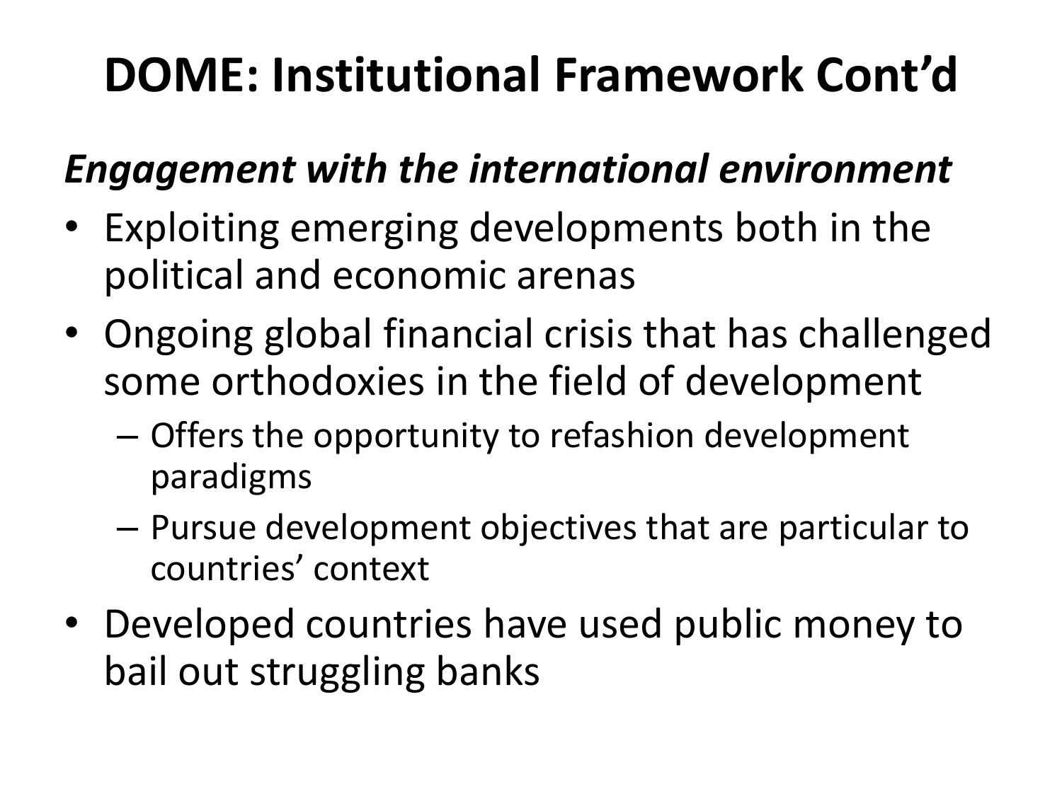# DOME: Institutional Framework Cont'd

***Engagement with the international environment***

- Exploiting emerging developments both in the political and economic arenas
- Ongoing global financial crisis that has challenged some orthodoxies in the field of development
  - Offers the opportunity to refashion development paradigms
  - Pursue development objectives that are particular to countries' context
- Developed countries have used public money to bail out struggling banks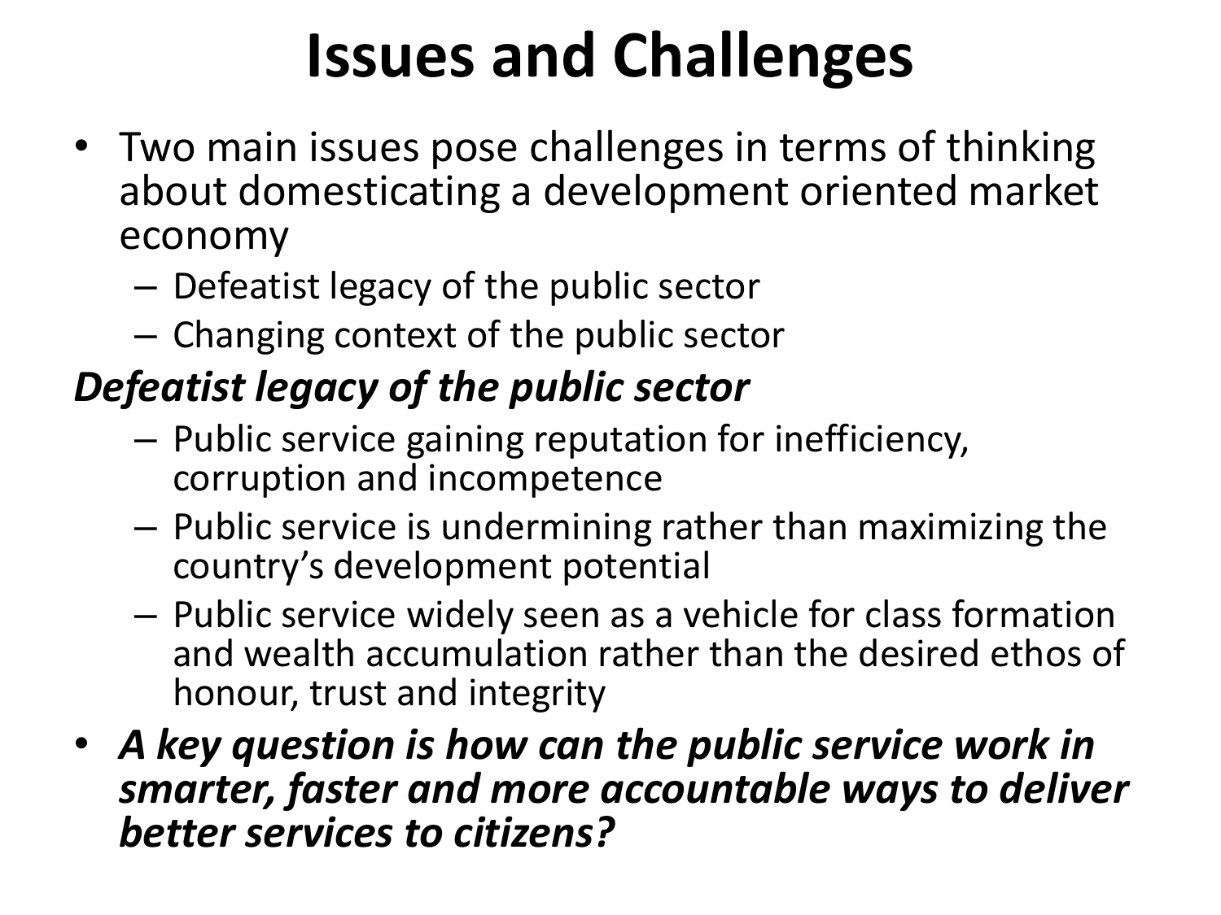# Issues and Challenges

- Two main issues pose challenges in terms of thinking about domesticating a development oriented market economy
  - Defeatist legacy of the public sector
  - Changing context of the public sector

***Defeatist legacy of the public sector***

- Public service gaining reputation for inefficiency, corruption and incompetence
- Public service is undermining rather than maximizing the country's development potential
- Public service widely seen as a vehicle for class formation and wealth accumulation rather than the desired ethos of honour, trust and integrity

- ***A key question is how can the public service work in smarter, faster and more accountable ways to deliver better services to citizens?***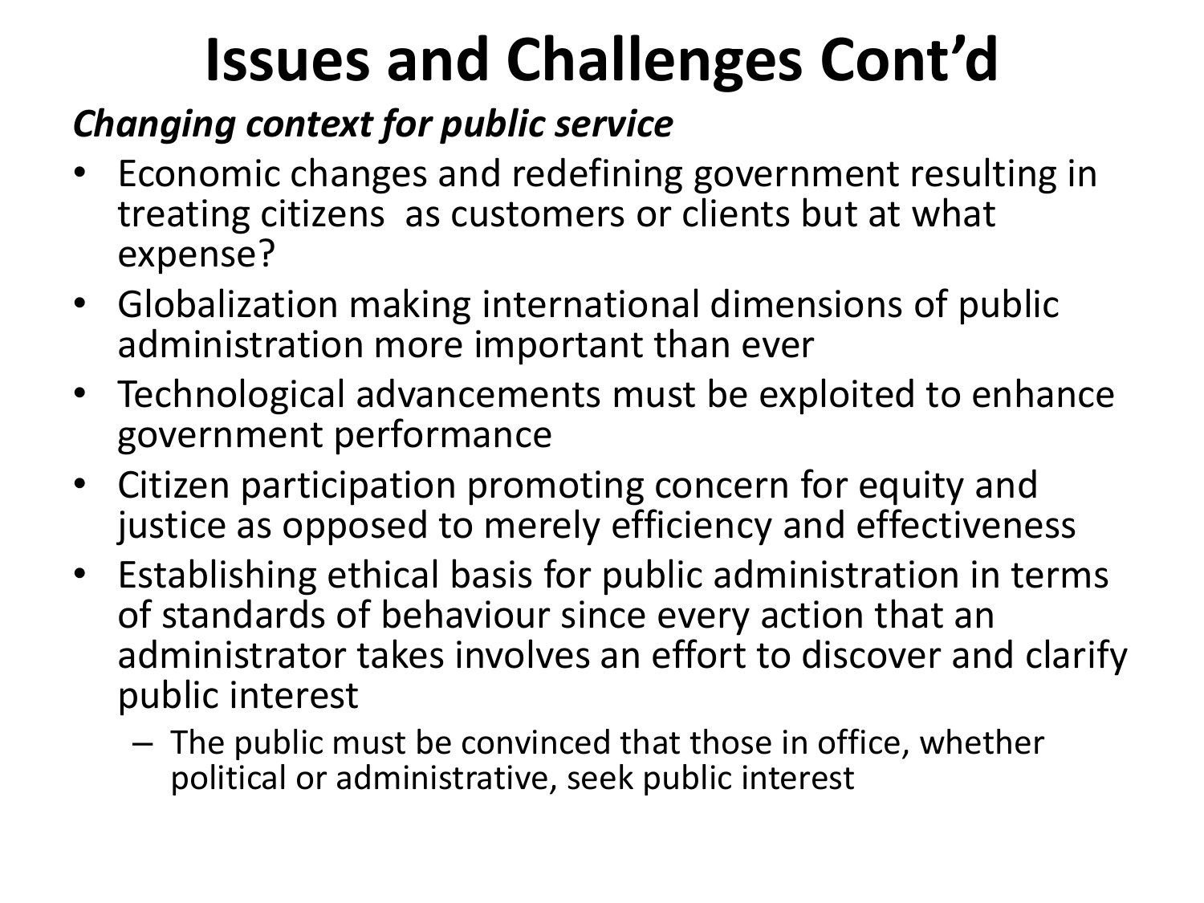# Issues and Challenges Cont'd

***Changing context for public service***

- Economic changes and redefining government resulting in treating citizens as customers or clients but at what expense?
- Globalization making international dimensions of public administration more important than ever
- Technological advancements must be exploited to enhance government performance
- Citizen participation promoting concern for equity and justice as opposed to merely efficiency and effectiveness
- Establishing ethical basis for public administration in terms of standards of behaviour since every action that an administrator takes involves an effort to discover and clarify public interest
  - The public must be convinced that those in office, whether political or administrative, seek public interest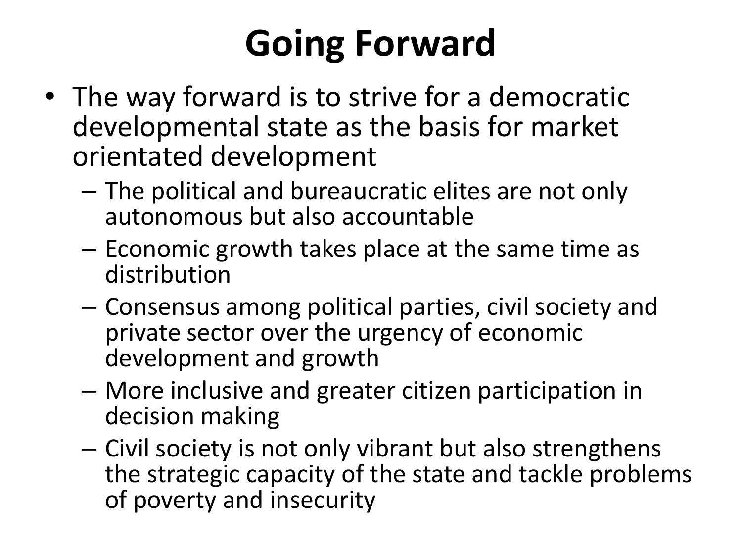# Going Forward

- The way forward is to strive for a democratic developmental state as the basis for market orientated development
  - The political and bureaucratic elites are not only autonomous but also accountable
  - Economic growth takes place at the same time as distribution
  - Consensus among political parties, civil society and private sector over the urgency of economic development and growth
  - More inclusive and greater citizen participation in decision making
  - Civil society is not only vibrant but also strengthens the strategic capacity of the state and tackle problems of poverty and insecurity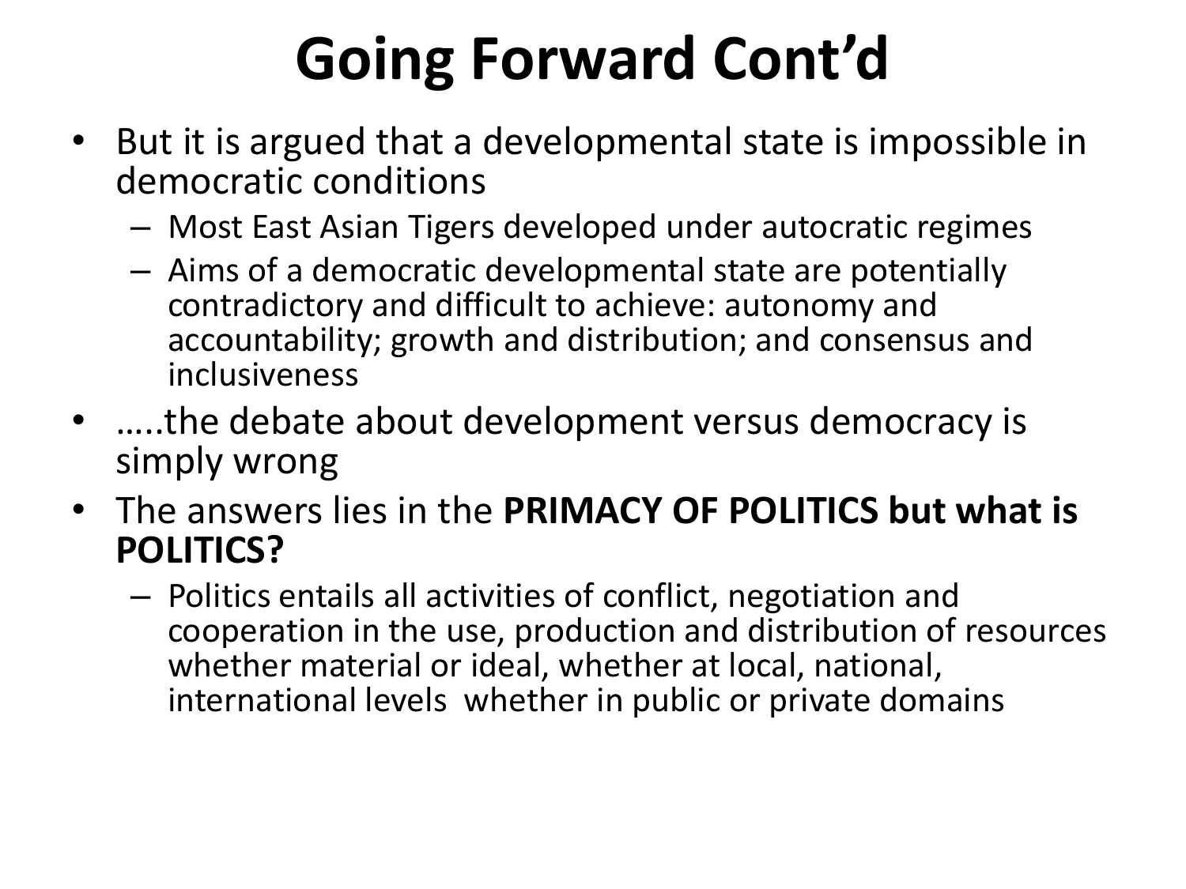# Going Forward Cont'd

- But it is argued that a developmental state is impossible in democratic conditions
  - Most East Asian Tigers developed under autocratic regimes
  - Aims of a democratic developmental state are potentially contradictory and difficult to achieve: autonomy and accountability; growth and distribution; and consensus and inclusiveness
- …..the debate about development versus democracy is simply wrong
- The answers lies in the **PRIMACY OF POLITICS but what is POLITICS?**
  - Politics entails all activities of conflict, negotiation and cooperation in the use, production and distribution of resources whether material or ideal, whether at local, national, international levels whether in public or private domains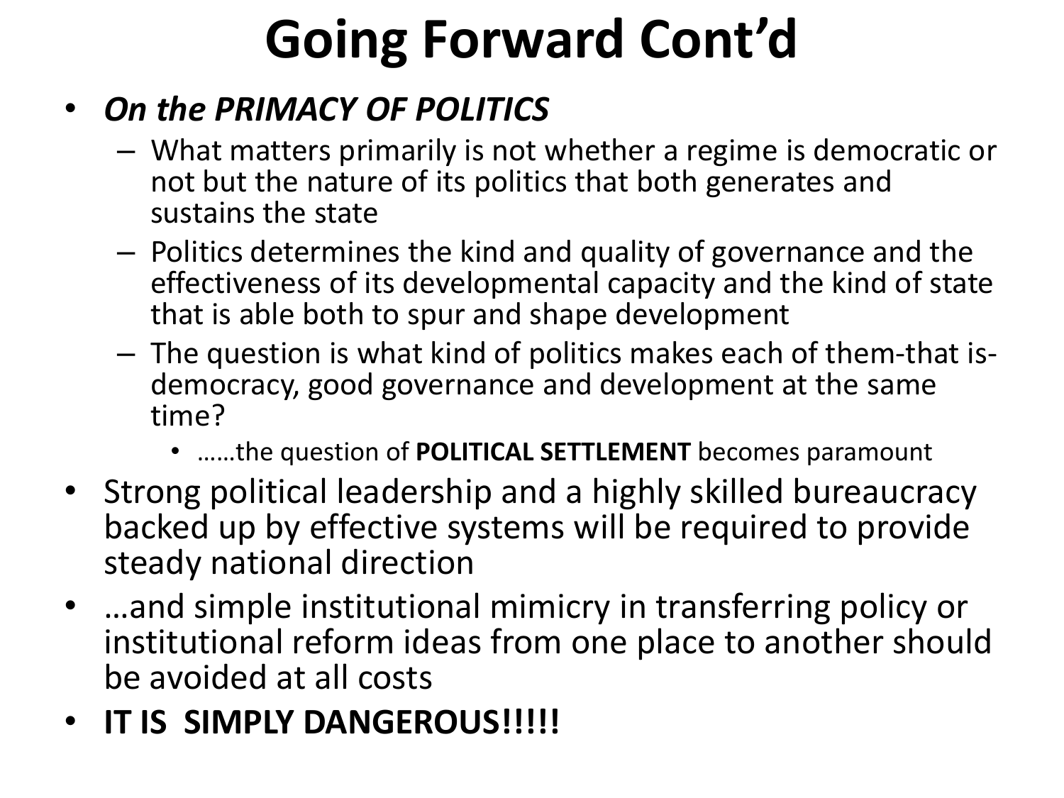# Going Forward Cont'd

- ***On the PRIMACY OF POLITICS***
  - What matters primarily is not whether a regime is democratic or not but the nature of its politics that both generates and sustains the state
  - Politics determines the kind and quality of governance and the effectiveness of its developmental capacity and the kind of state that is able both to spur and shape development
  - The question is what kind of politics makes each of them-that is-democracy, good governance and development at the same time?
    - ……the question of **POLITICAL SETTLEMENT** becomes paramount
- Strong political leadership and a highly skilled bureaucracy backed up by effective systems will be required to provide steady national direction
- …and simple institutional mimicry in transferring policy or institutional reform ideas from one place to another should be avoided at all costs
- **IT IS SIMPLY DANGEROUS!!!!!**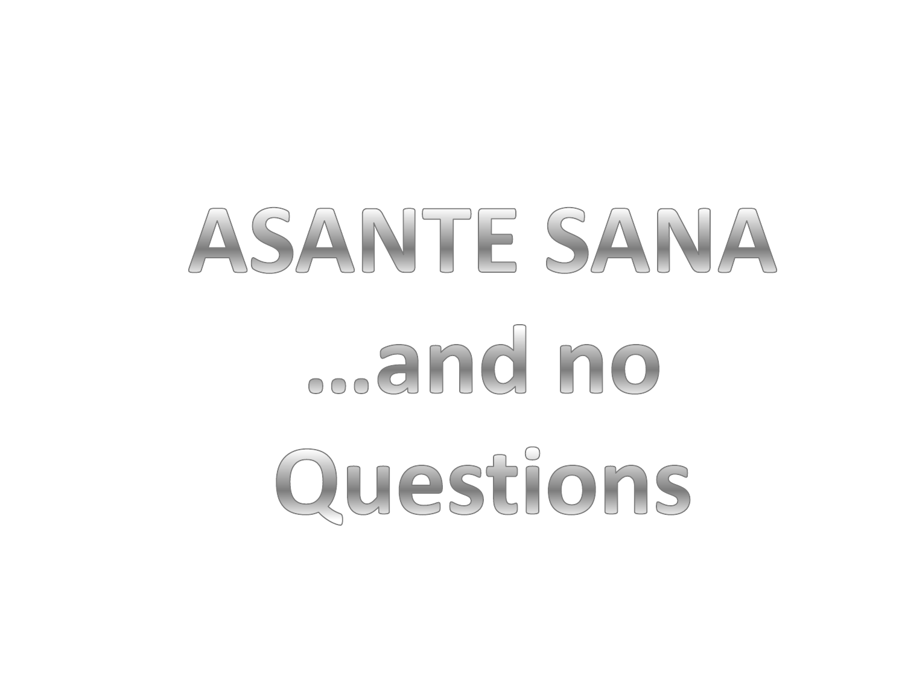# ASANTE SANA

# ...and no Questions